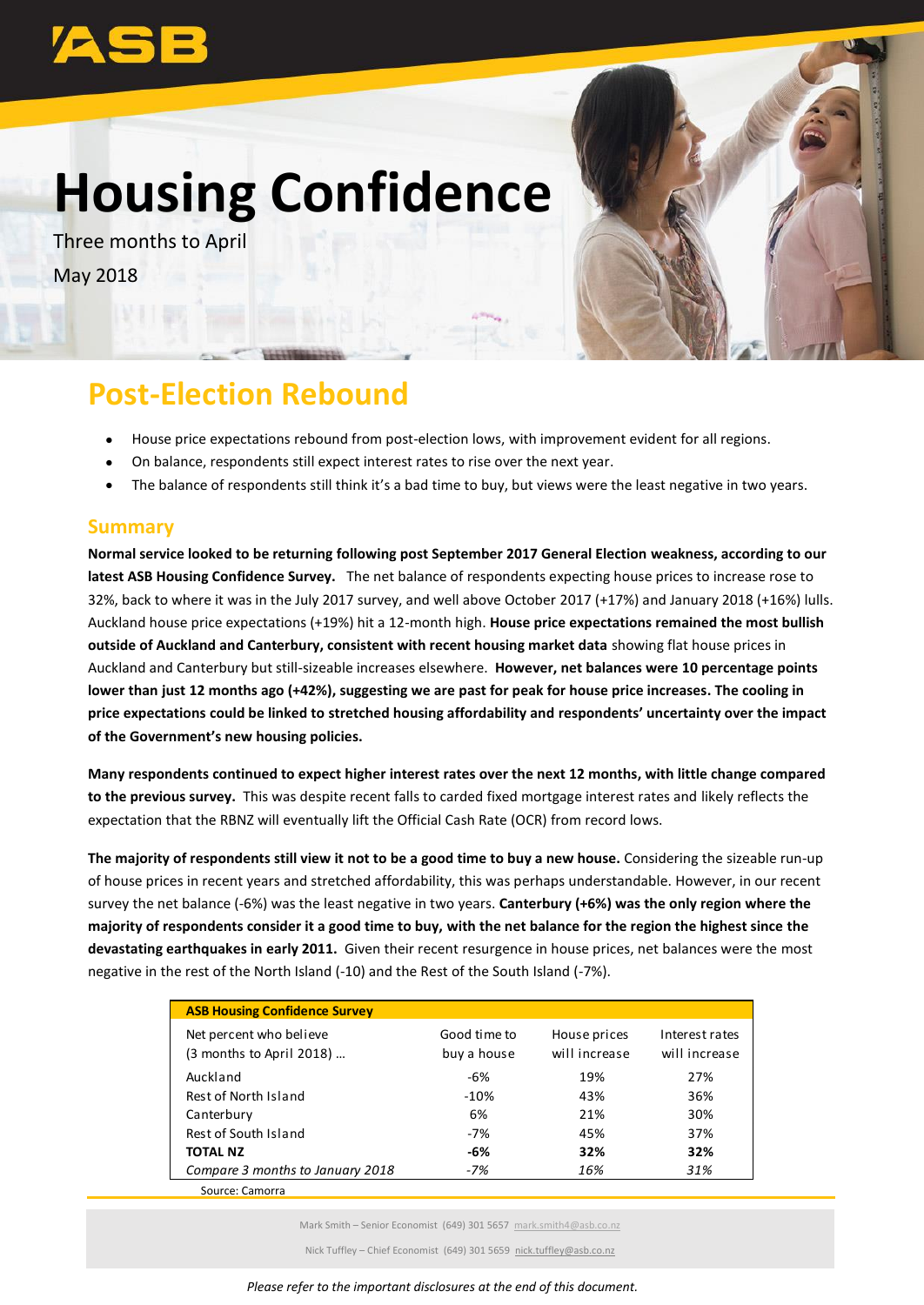# Housing Confidence

Three months to April

May 2018

## Post-Election Rebound

- House price expectations rebound from post-election lows, with improvement evident for all regions.
- On balance, respondents still expect interest rates to rise over the next year.
- The balance of respondents still think it's a bad time to buy, but views were the least negative in two years.

### Summary

**Normal service looked to be returning following post September 2017 General Election weakness, according to our latest ASB Housing Confidence Survey.** The net balance of respondents expecting house prices to increase rose to 32%, back to where it was in the July 2017 survey, and well above October 2017 (+17%) and January 2018 (+16%) lulls. Auckland house price expectations (+19%) hit a 12-month high. **House price expectations remained the most bullish outside of Auckland and Canterbury, consistent with recent housing market data** showing flat house prices in Auckland and Canterbury but still-sizeable increases elsewhere. **However, net balances were 10 percentage points lower than just 12 months ago (+42%), suggesting we are past for peak for house price increases. The cooling in price expectations could be linked to stretched housing affordability and respondents' uncertainty over the impact of the Government's new housing policies.**

**Many respondents continued to expect higher interest rates over the next 12 months, with little change compared to the previous survey.** This was despite recent falls to carded fixed mortgage interest rates and likely reflects the expectation that the RBNZ will eventually lift the Official Cash Rate (OCR) from record lows.

**The majority of respondents still view it not to be a good time to buy a new house.** Considering the sizeable run-up of house prices in recent years and stretched affordability, this was perhaps understandable. However, in our recent survey the net balance (-6%) was the least negative in two years. **Canterbury (+6%) was the only region where the majority of respondents consider it a good time to buy, with the net balance for the region the highest since the devastating earthquakes in early 2011.** Given their recent resurgence in house prices, net balances were the most negative in the rest of the North Island (-10) and the Rest of the South Island (-7%).

| ASB Housing Confidence Survey | | | |
|---|---|---|---|
| Net percent who believe (3 months to April 2018) … | Good time to buy a house | House prices will increase | Interest rates will increase |
| Auckland | -6% | 19% | 27% |
| Rest of North Island | -10% | 43% | 36% |
| Canterbury | 6% | 21% | 30% |
| Rest of South Island | -7% | 45% | 37% |
| **TOTAL NZ** | **-6%** | **32%** | **32%** |
| *Compare 3 months to January 2018* | *-7%* | *16%* | *31%* |

Source: Camorra

Mark Smith – Senior Economist (649) 301 5657 mark.smith4@asb.co.nz

Nick Tuffley – Chief Economist (649) 301 5659 nick.tuffley@asb.co.nz

*Please refer to the important disclosures at the end of this document.*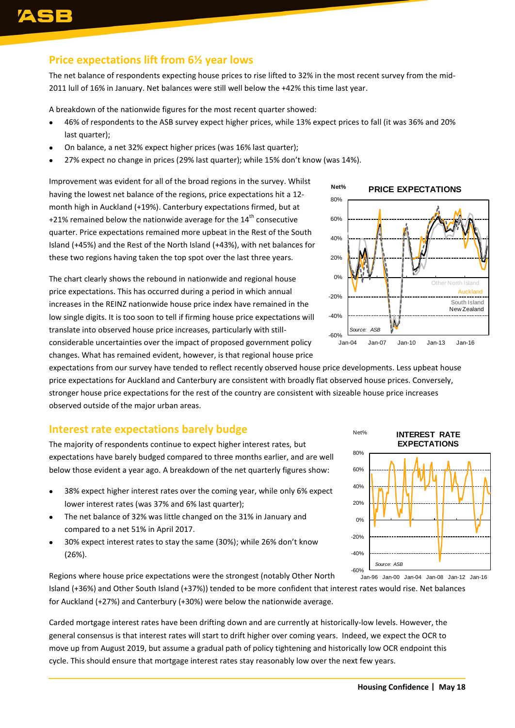## Price expectations lift from 6½ year lows

The net balance of respondents expecting house prices to rise lifted to 32% in the most recent survey from the mid-2011 lull of 16% in January. Net balances were still well below the +42% this time last year.

A breakdown of the nationwide figures for the most recent quarter showed:

- 46% of respondents to the ASB survey expect higher prices, while 13% expect prices to fall (it was 36% and 20% last quarter);
- On balance, a net 32% expect higher prices (was 16% last quarter);
- 27% expect no change in prices (29% last quarter); while 15% don't know (was 14%).

Improvement was evident for all of the broad regions in the survey. Whilst having the lowest net balance of the regions, price expectations hit a 12-month high in Auckland (+19%). Canterbury expectations firmed, but at +21% remained below the nationwide average for the 14th consecutive quarter. Price expectations remained more upbeat in the Rest of the South Island (+45%) and the Rest of the North Island (+43%), with net balances for these two regions having taken the top spot over the last three years.

The chart clearly shows the rebound in nationwide and regional house price expectations. This has occurred during a period in which annual increases in the REINZ nationwide house price index have remained in the low single digits. It is too soon to tell if firming house price expectations will translate into observed house price increases, particularly with still-considerable uncertainties over the impact of proposed government policy changes. What has remained evident, however, is that regional house price expectations from our survey have tended to reflect recently observed house price developments. Less upbeat house price expectations for Auckland and Canterbury are consistent with broadly flat observed house prices. Conversely, stronger house price expectations for the rest of the country are consistent with sizeable house price increases observed outside of the major urban areas.

## Interest rate expectations barely budge

The majority of respondents continue to expect higher interest rates, but expectations have barely budged compared to three months earlier, and are well below those evident a year ago. A breakdown of the net quarterly figures show:

- 38% expect higher interest rates over the coming year, while only 6% expect lower interest rates (was 37% and 6% last quarter);
- The net balance of 32% was little changed on the 31% in January and compared to a net 51% in April 2017.
- 30% expect interest rates to stay the same (30%); while 26% don't know (26%).

Regions where house price expectations were the strongest (notably Other North Island (+36%) and Other South Island (+37%)) tended to be more confident that interest rates would rise. Net balances for Auckland (+27%) and Canterbury (+30%) were below the nationwide average.

Carded mortgage interest rates have been drifting down and are currently at historically-low levels. However, the general consensus is that interest rates will start to drift higher over coming years. Indeed, we expect the OCR to move up from August 2019, but assume a gradual path of policy tightening and historically low OCR endpoint this cycle. This should ensure that mortgage interest rates stay reasonably low over the next few years.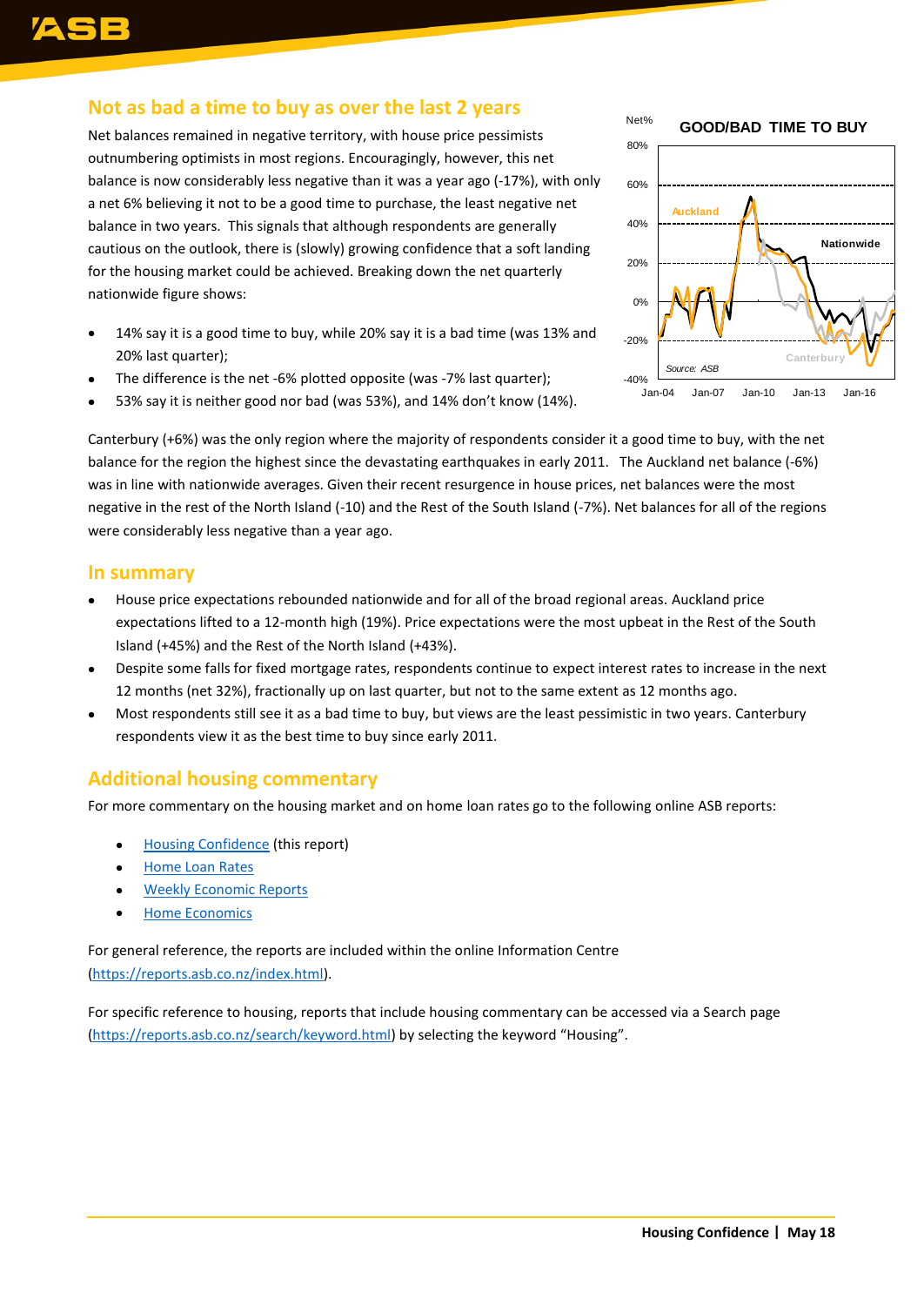## Not as bad a time to buy as over the last 2 years

Net balances remained in negative territory, with house price pessimists outnumbering optimists in most regions. Encouragingly, however, this net balance is now considerably less negative than it was a year ago (-17%), with only a net 6% believing it not to be a good time to purchase, the least negative net balance in two years. This signals that although respondents are generally cautious on the outlook, there is (slowly) growing confidence that a soft landing for the housing market could be achieved. Breaking down the net quarterly nationwide figure shows:

- 14% say it is a good time to buy, while 20% say it is a bad time (was 13% and 20% last quarter);
- The difference is the net -6% plotted opposite (was -7% last quarter);
- 53% say it is neither good nor bad (was 53%), and 14% don't know (14%).

Canterbury (+6%) was the only region where the majority of respondents consider it a good time to buy, with the net balance for the region the highest since the devastating earthquakes in early 2011. The Auckland net balance (-6%) was in line with nationwide averages. Given their recent resurgence in house prices, net balances were the most negative in the rest of the North Island (-10) and the Rest of the South Island (-7%). Net balances for all of the regions were considerably less negative than a year ago.

## In summary

- House price expectations rebounded nationwide and for all of the broad regional areas. Auckland price expectations lifted to a 12-month high (19%). Price expectations were the most upbeat in the Rest of the South Island (+45%) and the Rest of the North Island (+43%).
- Despite some falls for fixed mortgage rates, respondents continue to expect interest rates to increase in the next 12 months (net 32%), fractionally up on last quarter, but not to the same extent as 12 months ago.
- Most respondents still see it as a bad time to buy, but views are the least pessimistic in two years. Canterbury respondents view it as the best time to buy since early 2011.

## Additional housing commentary

For more commentary on the housing market and on home loan rates go to the following online ASB reports:

- Housing Confidence (this report)
- Home Loan Rates
- Weekly Economic Reports
- Home Economics

For general reference, the reports are included within the online Information Centre (https://reports.asb.co.nz/index.html).

For specific reference to housing, reports that include housing commentary can be accessed via a Search page (https://reports.asb.co.nz/search/keyword.html) by selecting the keyword "Housing".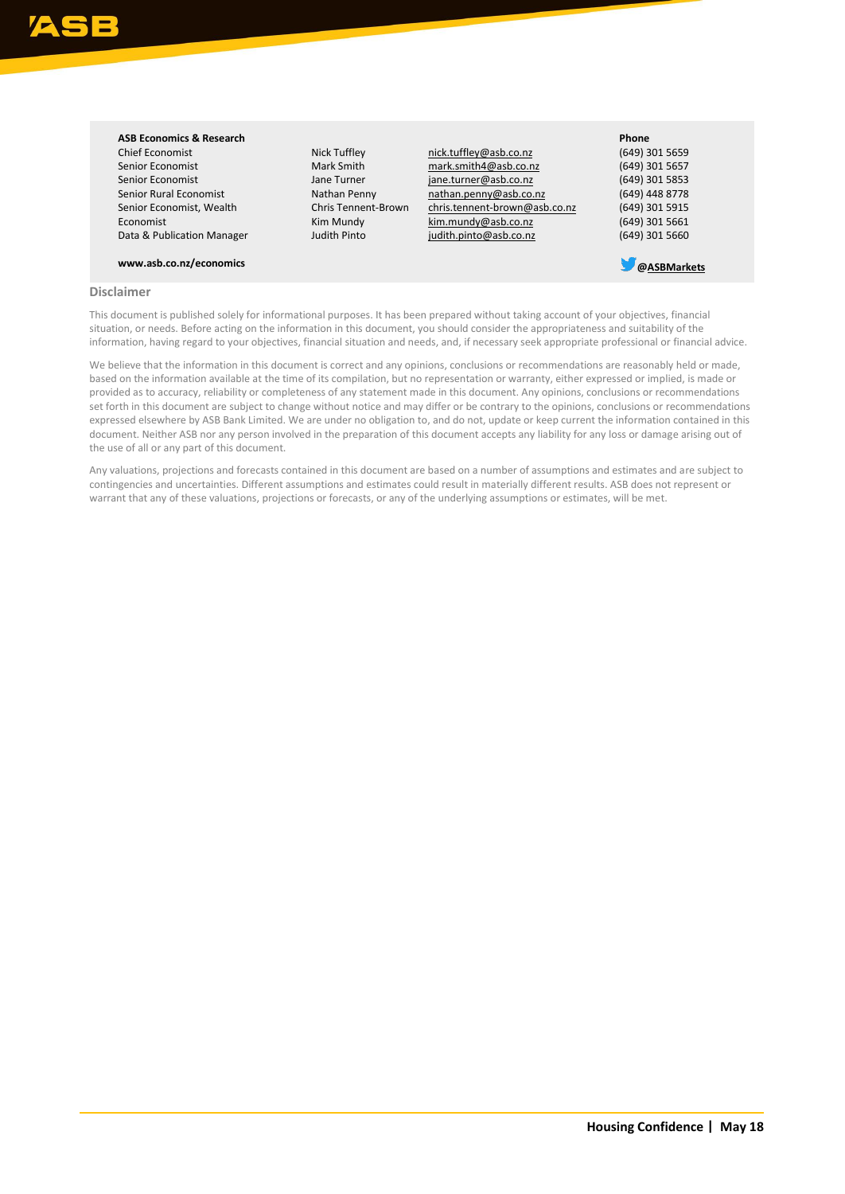| ASB Economics & Research | | | Phone |
| --- | --- | --- | --- |
| Chief Economist | Nick Tuffley | nick.tuffley@asb.co.nz | (649) 301 5659 |
| Senior Economist | Mark Smith | mark.smith4@asb.co.nz | (649) 301 5657 |
| Senior Economist | Jane Turner | jane.turner@asb.co.nz | (649) 301 5853 |
| Senior Rural Economist | Nathan Penny | nathan.penny@asb.co.nz | (649) 448 8778 |
| Senior Economist, Wealth | Chris Tennent-Brown | chris.tennent-brown@asb.co.nz | (649) 301 5915 |
| Economist | Kim Mundy | kim.mundy@asb.co.nz | (649) 301 5661 |
| Data & Publication Manager | Judith Pinto | judith.pinto@asb.co.nz | (649) 301 5660 |

**www.asb.co.nz/economics**

**@ASBMarkets**

## Disclaimer

This document is published solely for informational purposes. It has been prepared without taking account of your objectives, financial situation, or needs. Before acting on the information in this document, you should consider the appropriateness and suitability of the information, having regard to your objectives, financial situation and needs, and, if necessary seek appropriate professional or financial advice.

We believe that the information in this document is correct and any opinions, conclusions or recommendations are reasonably held or made, based on the information available at the time of its compilation, but no representation or warranty, either expressed or implied, is made or provided as to accuracy, reliability or completeness of any statement made in this document. Any opinions, conclusions or recommendations set forth in this document are subject to change without notice and may differ or be contrary to the opinions, conclusions or recommendations expressed elsewhere by ASB Bank Limited. We are under no obligation to, and do not, update or keep current the information contained in this document. Neither ASB nor any person involved in the preparation of this document accepts any liability for any loss or damage arising out of the use of all or any part of this document.

Any valuations, projections and forecasts contained in this document are based on a number of assumptions and estimates and are subject to contingencies and uncertainties. Different assumptions and estimates could result in materially different results. ASB does not represent or warrant that any of these valuations, projections or forecasts, or any of the underlying assumptions or estimates, will be met.